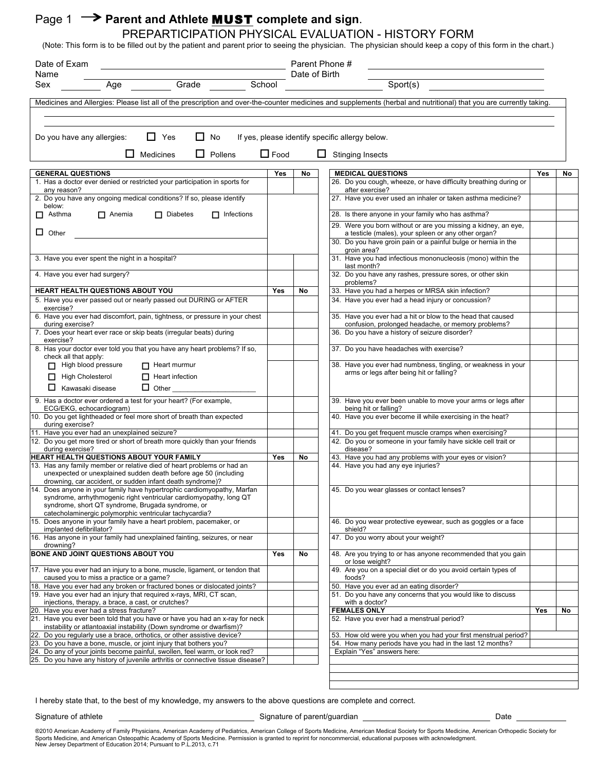Page 1 → **Parent and Athlete MUST complete and sign.**

# PREPARTICIPATION PHYSICAL EVALUATION - HISTORY FORM

(Note: This form is to be filled out by the patient and parent prior to seeing the physician. The physician should keep a copy of this form in the chart.)

Date of Exam ______________________ Parent Phone # ______________________

Name ______________________ Date of Birth ______________________

Sex ________ Age ________ Grade ________ School ______________ Sport(s) ______________

Medicines and Allergies: Please list all of the prescription and over-the-counter medicines and supplements (herbal and nutritional) that you are currently taking.

______________________________________________________________________

______________________________________________________________________

Do you have any allergies: ☐ Yes ☐ No If yes, please identify specific allergy below.

☐ Medicines ☐ Pollens ☐ Food ☐ Stinging Insects

| GENERAL QUESTIONS | Yes | No |
|---|---|---|
| 1. Has a doctor ever denied or restricted your participation in sports for any reason? | | |
| 2. Do you have any ongoing medical conditions? If so, please identify below: ☐ Asthma ☐ Anemia ☐ Diabetes ☐ Infections ☐ Other ______________ | | |
| 3. Have you ever spent the night in a hospital? | | |
| 4. Have you ever had surgery? | | |
| **HEART HEALTH QUESTIONS ABOUT YOU** | **Yes** | **No** |
| 5. Have you ever passed out or nearly passed out DURING or AFTER exercise? | | |
| 6. Have you ever had discomfort, pain, tightness, or pressure in your chest during exercise? | | |
| 7. Does your heart ever race or skip beats (irregular beats) during exercise? | | |
| 8. Has your doctor ever told you that you have any heart problems? If so, check all that apply: ☐ High blood pressure ☐ Heart murmur ☐ High Cholesterol ☐ Heart infection ☐ Kawasaki disease ☐ Other ______________ | | |
| 9. Has a doctor ever ordered a test for your heart? (For example, ECG/EKG, echocardiogram) | | |
| 10. Do you get lightheaded or feel more short of breath than expected during exercise? | | |
| 11. Have you ever had an unexplained seizure? | | |
| 12. Do you get more tired or short of breath more quickly than your friends during exercise? | | |
| **HEART HEALTH QUESTIONS ABOUT YOUR FAMILY** | **Yes** | **No** |
| 13. Has any family member or relative died of heart problems or had an unexpected or unexplained sudden death before age 50 (including drowning, car accident, or sudden infant death syndrome)? | | |
| 14. Does anyone in your family have hypertrophic cardiomyopathy, Marfan syndrome, arrhythmogenic right ventricular cardiomyopathy, long QT syndrome, short QT syndrome, Brugada syndrome, or catecholaminergic polymorphic ventricular tachycardia? | | |
| 15. Does anyone in your family have a heart problem, pacemaker, or implanted defibrillator? | | |
| 16. Has anyone in your family had unexplained fainting, seizures, or near drowning? | | |
| **BONE AND JOINT QUESTIONS ABOUT YOU** | **Yes** | **No** |
| 17. Have you ever had an injury to a bone, muscle, ligament, or tendon that caused you to miss a practice or a game? | | |
| 18. Have you ever had any broken or fractured bones or dislocated joints? | | |
| 19. Have you ever had an injury that required x-rays, MRI, CT scan, injections, therapy, a brace, a cast, or crutches? | | |
| 20. Have you ever had a stress fracture? | | |
| 21. Have you ever been told that you have or have you had an x-ray for neck instability or atlantoaxial instability (Down syndrome or dwarfism)? | | |
| 22. Do you regularly use a brace, orthotics, or other assistive device? | | |
| 23. Do you have a bone, muscle, or joint injury that bothers you? | | |
| 24. Do any of your joints become painful, swollen, feel warm, or look red? | | |
| 25. Do you have any history of juvenile arthritis or connective tissue disease? | | |

| MEDICAL QUESTIONS | Yes | No |
|---|---|---|
| 26. Do you cough, wheeze, or have difficulty breathing during or after exercise? | | |
| 27. Have you ever used an inhaler or taken asthma medicine? | | |
| 28. Is there anyone in your family who has asthma? | | |
| 29. Were you born without or are you missing a kidney, an eye, a testicle (males), your spleen or any other organ? | | |
| 30. Do you have groin pain or a painful bulge or hernia in the groin area? | | |
| 31. Have you had infectious mononucleosis (mono) within the last month? | | |
| 32. Do you have any rashes, pressure sores, or other skin problems? | | |
| 33. Have you had a herpes or MRSA skin infection? | | |
| 34. Have you ever had a head injury or concussion? | | |
| 35. Have you ever had a hit or blow to the head that caused confusion, prolonged headache, or memory problems? | | |
| 36. Do you have a history of seizure disorder? | | |
| 37. Do you have headaches with exercise? | | |
| 38. Have you ever had numbness, tingling, or weakness in your arms or legs after being hit or falling? | | |
| 39. Have you ever been unable to move your arms or legs after being hit or falling? | | |
| 40. Have you ever become ill while exercising in the heat? | | |
| 41. Do you get frequent muscle cramps when exercising? | | |
| 42. Do you or someone in your family have sickle cell trait or disease? | | |
| 43. Have you had any problems with your eyes or vision? | | |
| 44. Have you had any eye injuries? | | |
| 45. Do you wear glasses or contact lenses? | | |
| 46. Do you wear protective eyewear, such as goggles or a face shield? | | |
| 47. Do you worry about your weight? | | |
| 48. Are you trying to or has anyone recommended that you gain or lose weight? | | |
| 49. Are you on a special diet or do you avoid certain types of foods? | | |
| 50. Have you ever ad an eating disorder? | | |
| 51. Do you have any concerns that you would like to discuss with a doctor? | | |
| **FEMALES ONLY** | **Yes** | **No** |
| 52. Have you ever had a menstrual period? | | |
| 53. How old were you when you had your first menstrual period? | | |
| 54. How many periods have you had in the last 12 months? | | |

Explain "Yes" answers here:

______________________________________________________________________

______________________________________________________________________

______________________________________________________________________

I hereby state that, to the best of my knowledge, my answers to the above questions are complete and correct.

Signature of athlete ______________________ Signature of parent/guardian ______________________ Date ____________

®2010 American Academy of Family Physicians, American Academy of Pediatrics, American College of Sports Medicine, American Medical Society for Sports Medicine, American Orthopedic Society for Sports Medicine, and American Osteopathic Academy of Sports Medicine. Permission is granted to reprint for noncommercial, educational purposes with acknowledgment.
New Jersey Department of Education 2014; Pursuant to P.L.2013, c.71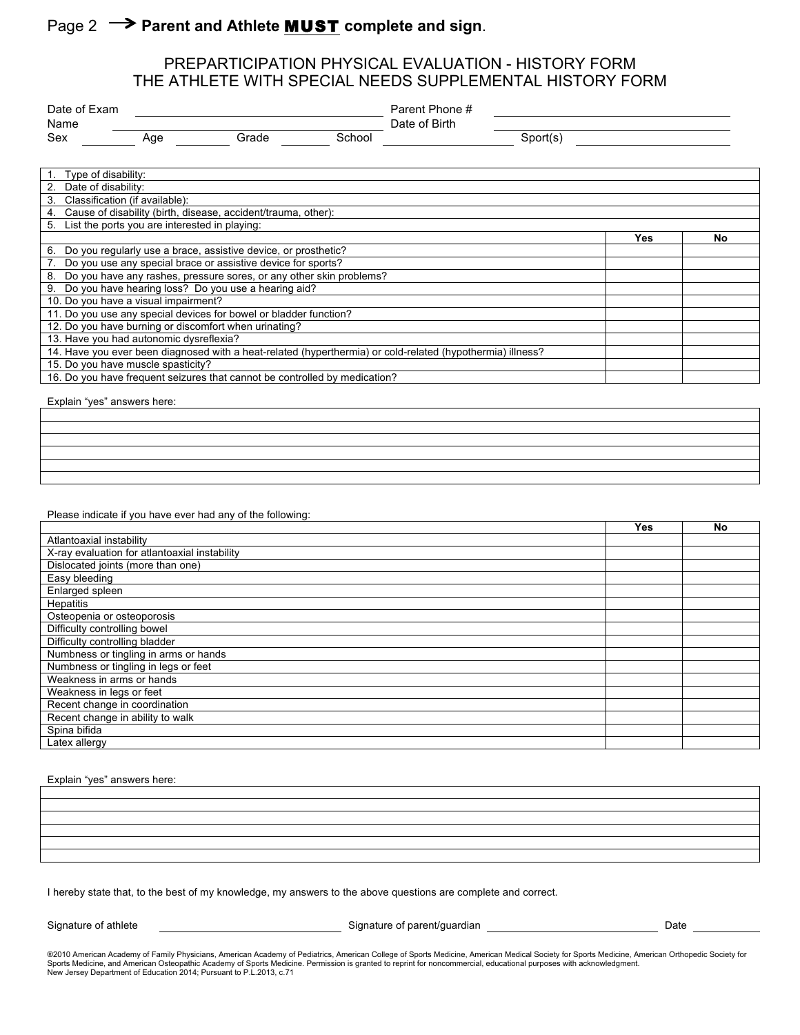Page 2 → **Parent and Athlete MUST complete and sign**.

# PREPARTICIPATION PHYSICAL EVALUATION - HISTORY FORM
# THE ATHLETE WITH SPECIAL NEEDS SUPPLEMENTAL HISTORY FORM

Date of Exam ______________________ Parent Phone # ______________________

Name ______________________ Date of Birth ______________________

Sex ________ Age ________ Grade ________ School ______________ Sport(s) ______________

| | | |
|---|---|---|
| 1. Type of disability: | | |
| 2. Date of disability: | | |
| 3. Classification (if available): | | |
| 4. Cause of disability (birth, disease, accident/trauma, other): | | |
| 5. List the ports you are interested in playing: | | |
| | **Yes** | **No** |
| 6. Do you regularly use a brace, assistive device, or prosthetic? | | |
| 7. Do you use any special brace or assistive device for sports? | | |
| 8. Do you have any rashes, pressure sores, or any other skin problems? | | |
| 9. Do you have hearing loss? Do you use a hearing aid? | | |
| 10. Do you have a visual impairment? | | |
| 11. Do you use any special devices for bowel or bladder function? | | |
| 12. Do you have burning or discomfort when urinating? | | |
| 13. Have you had autonomic dysreflexia? | | |
| 14. Have you ever been diagnosed with a heat-related (hyperthermia) or cold-related (hypothermia) illness? | | |
| 15. Do you have muscle spasticity? | | |
| 16. Do you have frequent seizures that cannot be controlled by medication? | | |

Explain "yes" answers here:

| |
|---|
| |
| |
| |
| |
| |
| |

Please indicate if you have ever had any of the following:

| | **Yes** | **No** |
|---|---|---|
| Atlantoaxial instability | | |
| X-ray evaluation for atlantoaxial instability | | |
| Dislocated joints (more than one) | | |
| Easy bleeding | | |
| Enlarged spleen | | |
| Hepatitis | | |
| Osteopenia or osteoporosis | | |
| Difficulty controlling bowel | | |
| Difficulty controlling bladder | | |
| Numbness or tingling in arms or hands | | |
| Numbness or tingling in legs or feet | | |
| Weakness in arms or hands | | |
| Weakness in legs or feet | | |
| Recent change in coordination | | |
| Recent change in ability to walk | | |
| Spina bifida | | |
| Latex allergy | | |

Explain "yes" answers here:

| |
|---|
| |
| |
| |
| |
| |
| |

I hereby state that, to the best of my knowledge, my answers to the above questions are complete and correct.

Signature of athlete ______________________ Signature of parent/guardian ______________________ Date __________

®2010 American Academy of Family Physicians, American Academy of Pediatrics, American College of Sports Medicine, American Medical Society for Sports Medicine, American Orthopedic Society for Sports Medicine, and American Osteopathic Academy of Sports Medicine. Permission is granted to reprint for noncommercial, educational purposes with acknowledgment.
New Jersey Department of Education 2014; Pursuant to P.L.2013, c.71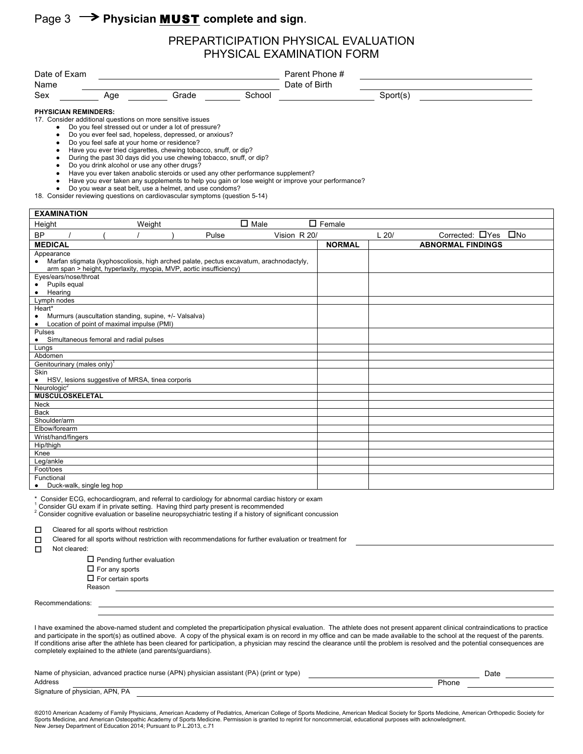Page 3 → **Physician MUST complete and sign**.

# PREPARTICIPATION PHYSICAL EVALUATION
## PHYSICAL EXAMINATION FORM

Date of Exam ______________________ Parent Phone # ______________________

Name ______________________ Date of Birth ______________________

Sex ________ Age ________ Grade ________ School ______________ Sport(s) ______________

**PHYSICIAN REMINDERS:**

17. Consider additional questions on more sensitive issues
    - Do you feel stressed out or under a lot of pressure?
    - Do you ever feel sad, hopeless, depressed, or anxious?
    - Do you feel safe at your home or residence?
    - Have you ever tried cigarettes, chewing tobacco, snuff, or dip?
    - During the past 30 days did you use chewing tobacco, snuff, or dip?
    - Do you drink alcohol or use any other drugs?
    - Have you ever taken anabolic steroids or used any other performance supplement?
    - Have you ever taken any supplements to help you gain or lose weight or improve your performance?
    - Do you wear a seat belt, use a helmet, and use condoms?
18. Consider reviewing questions on cardiovascular symptoms (question 5-14)

**EXAMINATION**

Height ________ Weight ________ ☐ Male ☐ Female

BP ____ / ____ ( ____ / ____ ) Pulse ________ Vision R 20/ ________ L 20/ ________ Corrected: ☐Yes ☐No

| **MEDICAL** | **NORMAL** | **ABNORMAL FINDINGS** |
|---|---|---|
| Appearance<br>• Marfan stigmata (kyphoscoliosis, high arched palate, pectus excavatum, arachnodactyly, arm span > height, hyperlaxity, myopia, MVP, aortic insufficiency) | | |
| Eyes/ears/nose/throat<br>• Pupils equal<br>• Hearing | | |
| Lymph nodes | | |
| Heart*<br>• Murmurs (auscultation standing, supine, +/- Valsalva)<br>• Location of point of maximal impulse (PMI) | | |
| Pulses<br>• Simultaneous femoral and radial pulses | | |
| Lungs | | |
| Abdomen | | |
| Genitourinary (males only)[1] | | |
| Skin<br>• HSV, lesions suggestive of MRSA, tinea corporis | | |
| Neurologic[2] | | |
| **MUSCULOSKELETAL** | | |
| Neck | | |
| Back | | |
| Shoulder/arm | | |
| Elbow/forearm | | |
| Wrist/hand/fingers | | |
| Hip/thigh | | |
| Knee | | |
| Leg/ankle | | |
| Foot/toes | | |
| Functional<br>• Duck-walk, single leg hop | | |

* Consider ECG, echocardiogram, and referral to cardiology for abnormal cardiac history or exam

[1] Consider GU exam if in private setting. Having third party present is recommended

[2] Consider cognitive evaluation or baseline neuropsychiatric testing if a history of significant concussion

☐ Cleared for all sports without restriction

☐ Cleared for all sports without restriction with recommendations for further evaluation or treatment for ______________________

☐ Not cleared:

- ☐ Pending further evaluation
- ☐ For any sports
- ☐ For certain sports

Reason ______________________

Recommendations: ______________________

I have examined the above-named student and completed the preparticipation physical evaluation. The athlete does not present apparent clinical contraindications to practice and participate in the sport(s) as outlined above. A copy of the physical exam is on record in my office and can be made available to the school at the request of the parents. If conditions arise after the athlete has been cleared for participation, a physician may rescind the clearance until the problem is resolved and the potential consequences are completely explained to the athlete (and parents/guardians).

Name of physician, advanced practice nurse (APN) physician assistant (PA) (print or type) ______________________ Date ________

Address ______________________ Phone ________

Signature of physician, APN, PA ______________________

®2010 American Academy of Family Physicians, American Academy of Pediatrics, American College of Sports Medicine, American Medical Society for Sports Medicine, American Orthopedic Society for Sports Medicine, and American Osteopathic Academy of Sports Medicine. Permission is granted to reprint for noncommercial, educational purposes with acknowledgment.
New Jersey Department of Education 2014; Pursuant to P.L.2013, c.71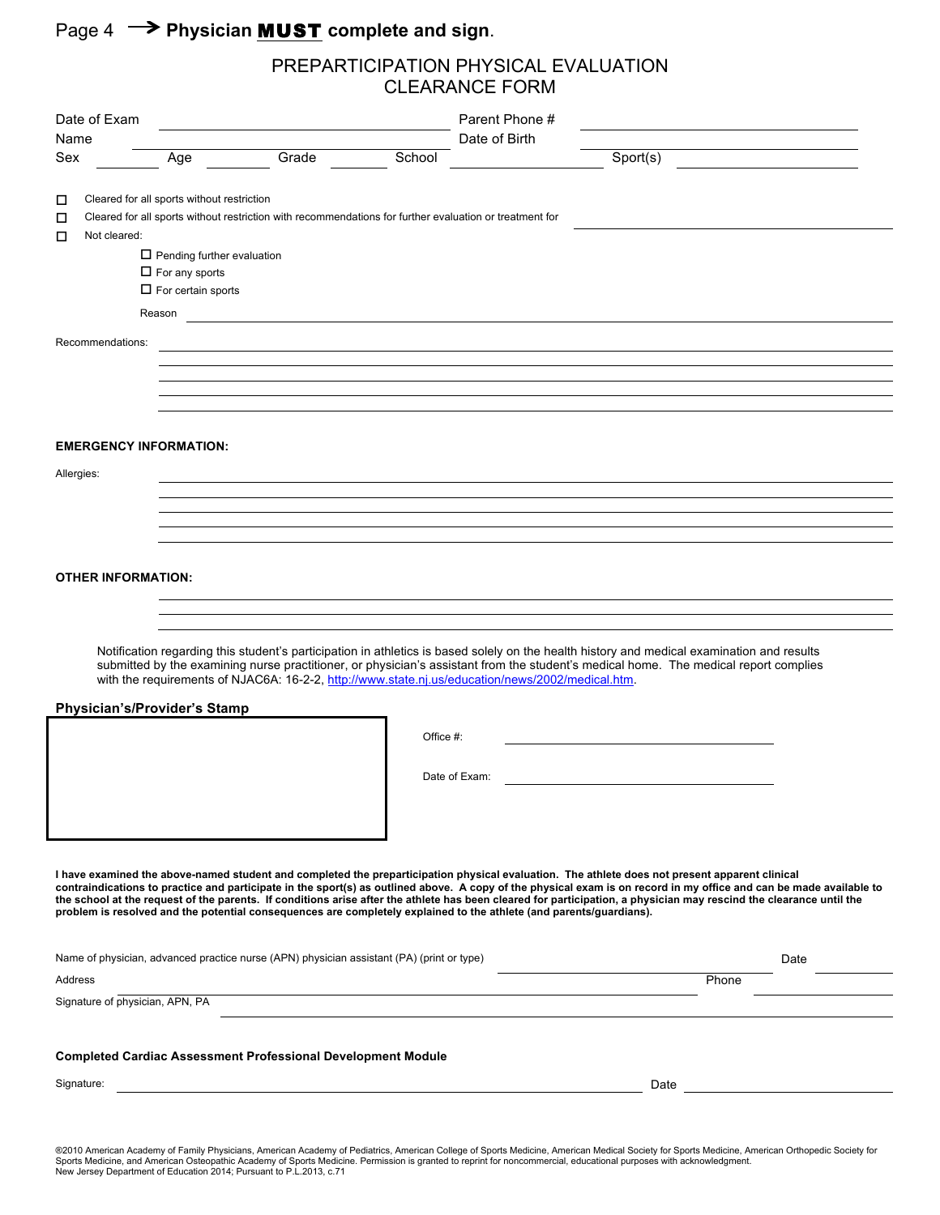Page 4 → **Physician MUST complete and sign.**

# PREPARTICIPATION PHYSICAL EVALUATION CLEARANCE FORM

Date of Exam ______________________ Parent Phone # ______________________

Name ______________________ Date of Birth ______________________

Sex ________ Age ________ Grade ________ School ______________ Sport(s) ______________

☐ Cleared for all sports without restriction

☐ Cleared for all sports without restriction with recommendations for further evaluation or treatment for ______________________

☐ Not cleared:

- ☐ Pending further evaluation
- ☐ For any sports
- ☐ For certain sports

Reason ______________________

Recommendations: ______________________

**EMERGENCY INFORMATION:**

Allergies: ______________________

**OTHER INFORMATION:**

______________________

Notification regarding this student's participation in athletics is based solely on the health history and medical examination and results submitted by the examining nurse practitioner, or physician's assistant from the student's medical home. The medical report complies with the requirements of NJAC6A: 16-2-2, http://www.state.nj.us/education/news/2002/medical.htm.

**Physician's/Provider's Stamp**

Office #: ______________________

Date of Exam: ______________________

**I have examined the above-named student and completed the preparticipation physical evaluation. The athlete does not present apparent clinical contraindications to practice and participate in the sport(s) as outlined above. A copy of the physical exam is on record in my office and can be made available to the school at the request of the parents. If conditions arise after the athlete has been cleared for participation, a physician may rescind the clearance until the problem is resolved and the potential consequences are completely explained to the athlete (and parents/guardians).**

Name of physician, advanced practice nurse (APN) physician assistant (PA) (print or type) ______________________ Date ________

Address ______________________ Phone ________

Signature of physician, APN, PA ______________________

**Completed Cardiac Assessment Professional Development Module**

Signature: ______________________ Date ______________________

®2010 American Academy of Family Physicians, American Academy of Pediatrics, American College of Sports Medicine, American Medical Society for Sports Medicine, American Orthopedic Society for Sports Medicine, and American Osteopathic Academy of Sports Medicine. Permission is granted to reprint for noncommercial, educational purposes with acknowledgment.
New Jersey Department of Education 2014; Pursuant to P.L.2013, c.71